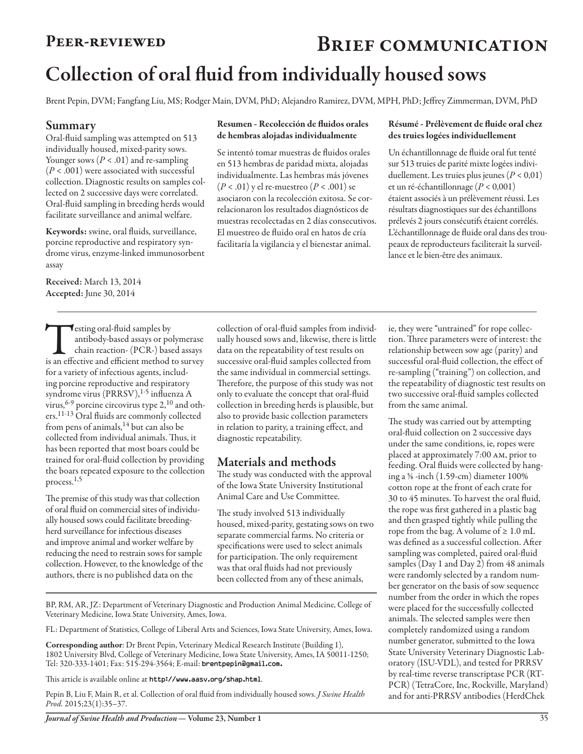**Peer-reviewed** **Brief communication**

# Collection of oral fluid from individually housed sows

Brent Pepin, DVM; Fangfang Liu, MS; Rodger Main, DVM, PhD; Alejandro Ramirez, DVM, MPH, PhD; Jeffrey Zimmerman, DVM, PhD

## Summary

Oral-fluid sampling was attempted on 513 individually housed, mixed-parity sows. Younger sows ($P < .01$) and re-sampling ($P < .001$) were associated with successful collection. Diagnostic results on samples collected on 2 successive days were correlated. Oral-fluid sampling in breeding herds would facilitate surveillance and animal welfare.

**Keywords:** swine, oral fluids, surveillance, porcine reproductive and respiratory syndrome virus, enzyme-linked immunosorbent assay

**Received:** March 13, 2014
**Accepted:** June 30, 2014

#### Resumen - Recolección de fluidos orales de hembras alojadas individualmente

Se intentó tomar muestras de fluidos orales en 513 hembras de paridad mixta, alojadas individualmente. Las hembras más jóvenes ($P < .01$) y el re-muestreo ($P < .001$) se asociaron con la recolección exitosa. Se correlacionaron los resultados diagnósticos de muestras recolectadas en 2 días consecutivos. El muestreo de fluido oral en hatos de cría facilitaría la vigilancia y el bienestar animal.

#### Résumé - Prélèvement de fluide oral chez des truies logées individuellement

Un échantillonnage de fluide oral fut tenté sur 513 truies de parité mixte logées individuellement. Les truies plus jeunes ($P < 0,01$) et un ré-échantillonnage ($P < 0,001$) étaient associés à un prélèvement réussi. Les résultats diagnostiques sur des échantillons prélevés 2 jours consécutifs étaient corrélés. L'échantillonnage de fluide oral dans des troupeaux de reproducteurs faciliterait la surveillance et le bien-être des animaux.

---

Testing oral-fluid samples by antibody-based assays or polymerase chain reaction- (PCR-) based assays is an effective and efficient method to survey for a variety of infectious agents, including porcine reproductive and respiratory syndrome virus (PRRSV),[1-5] influenza A virus,[6-9] porcine circovirus type 2,[10] and others.[11-13] Oral fluids are commonly collected from pens of animals,[14] but can also be collected from individual animals. Thus, it has been reported that most boars could be trained for oral-fluid collection by providing the boars repeated exposure to the collection process.[1,5]

The premise of this study was that collection of oral fluid on commercial sites of individually housed sows could facilitate breeding-herd surveillance for infectious diseases and improve animal and worker welfare by reducing the need to restrain sows for sample collection. However, to the knowledge of the authors, there is no published data on the collection of oral-fluid samples from individually housed sows and, likewise, there is little data on the repeatability of test results on successive oral-fluid samples collected from the same individual in commercial settings. Therefore, the purpose of this study was not only to evaluate the concept that oral-fluid collection in breeding herds is plausible, but also to provide basic collection parameters in relation to parity, a training effect, and diagnostic repeatability.

## Materials and methods

The study was conducted with the approval of the Iowa State University Institutional Animal Care and Use Committee.

The study involved 513 individually housed, mixed-parity, gestating sows on two separate commercial farms. No criteria or specifications were used to select animals for participation. The only requirement was that oral fluids had not previously been collected from any of these animals, ie, they were "untrained" for rope collection. Three parameters were of interest: the relationship between sow age (parity) and successful oral-fluid collection, the effect of re-sampling ("training") on collection, and the repeatability of diagnostic test results on two successive oral-fluid samples collected from the same animal.

The study was carried out by attempting oral-fluid collection on 2 successive days under the same conditions, ie, ropes were placed at approximately 7:00 AM, prior to feeding. Oral fluids were collected by hanging a ⅝ -inch (1.59-cm) diameter 100% cotton rope at the front of each crate for 30 to 45 minutes. To harvest the oral fluid, the rope was first gathered in a plastic bag and then grasped tightly while pulling the rope from the bag. A volume of ≥ 1.0 mL was defined as a successful collection. After sampling was completed, paired oral-fluid samples (Day 1 and Day 2) from 48 animals were randomly selected by a random number generator on the basis of sow sequence number from the order in which the ropes were placed for the successfully collected animals. The selected samples were then completely randomized using a random number generator, submitted to the Iowa State University Veterinary Diagnostic Laboratory (ISU-VDL), and tested for PRRSV by real-time reverse transcriptase PCR (RT-PCR) (TetraCore, Inc, Rockville, Maryland) and for anti-PRRSV antibodies (HerdChek

---

BP, RM, AR, JZ: Department of Veterinary Diagnostic and Production Animal Medicine, College of Veterinary Medicine, Iowa State University, Ames, Iowa.

FL: Department of Statistics, College of Liberal Arts and Sciences, Iowa State University, Ames, Iowa.

**Corresponding author**: Dr Brent Pepin, Veterinary Medical Research Institute (Building 1), 1802 University Blvd, College of Veterinary Medicine, Iowa State University, Ames, IA 50011-1250; Tel: 320-333-1401; Fax: 515-294-3564; E-mail: brentpepin@gmail.com.

This article is available online at http://www.aasv.org/shap.html.

Pepin B, Liu F, Main R, et al. Collection of oral fluid from individually housed sows. *J Swine Health Prod.* 2015;23(1):35–37.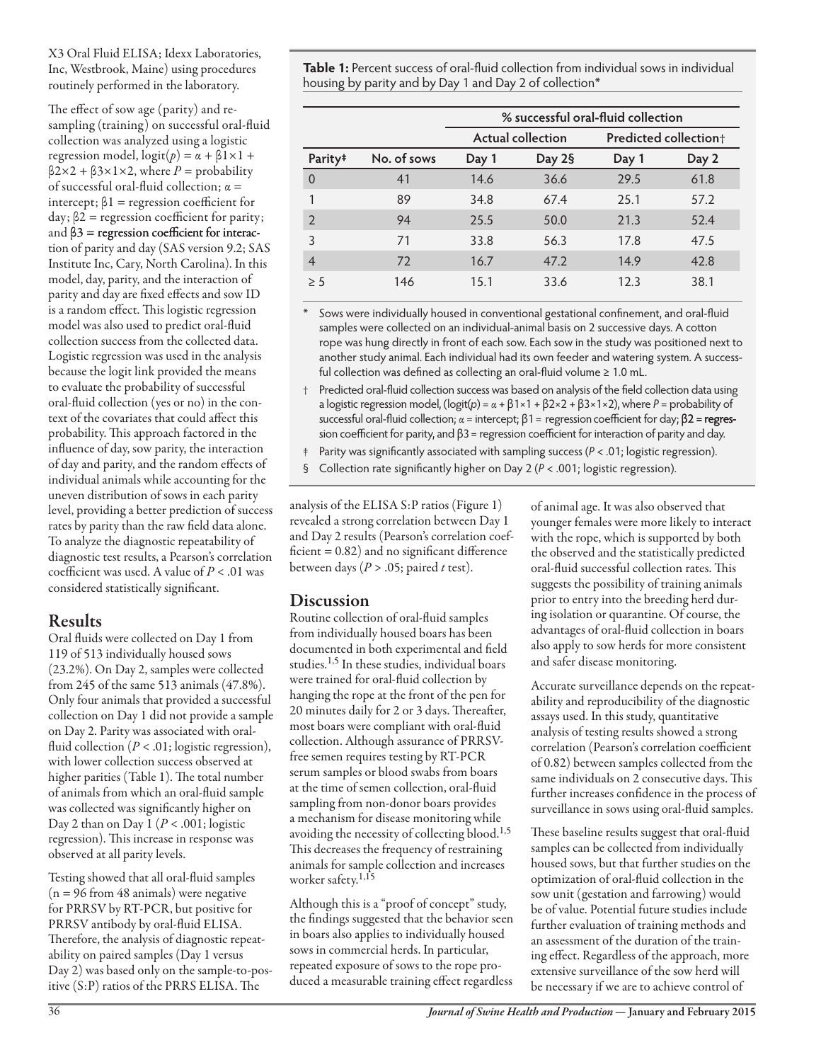X3 Oral Fluid ELISA; Idexx Laboratories, Inc, Westbrook, Maine) using procedures routinely performed in the laboratory.

The effect of sow age (parity) and re-sampling (training) on successful oral-fluid collection was analyzed using a logistic regression model, $\text{logit}(p) = \alpha + \beta 1 \times 1 + \beta 2 \times 2 + \beta 3 \times 1 \times 2$, where $P$ = probability of successful oral-fluid collection; $\alpha$ = intercept; $\beta 1$ = regression coefficient for day; $\beta 2$ = regression coefficient for parity; and **$\beta 3$ = regression coefficient for interac**tion of parity and day (SAS version 9.2; SAS Institute Inc, Cary, North Carolina). In this model, day, parity, and the interaction of parity and day are fixed effects and sow ID is a random effect. This logistic regression model was also used to predict oral-fluid collection success from the collected data. Logistic regression was used in the analysis because the logit link provided the means to evaluate the probability of successful oral-fluid collection (yes or no) in the context of the covariates that could affect this probability. This approach factored in the influence of day, sow parity, the interaction of day and parity, and the random effects of individual animals while accounting for the uneven distribution of sows in each parity level, providing a better prediction of success rates by parity than the raw field data alone. To analyze the diagnostic repeatability of diagnostic test results, a Pearson's correlation coefficient was used. A value of $P < .01$ was considered statistically significant.

## Results

Oral fluids were collected on Day 1 from 119 of 513 individually housed sows (23.2%). On Day 2, samples were collected from 245 of the same 513 animals (47.8%). Only four animals that provided a successful collection on Day 1 did not provide a sample on Day 2. Parity was associated with oral-fluid collection ($P < .01$; logistic regression), with lower collection success observed at higher parities (Table 1). The total number of animals from which an oral-fluid sample was collected was significantly higher on Day 2 than on Day 1 ($P < .001$; logistic regression). This increase in response was observed at all parity levels.

Testing showed that all oral-fluid samples (n = 96 from 48 animals) were negative for PRRSV by RT-PCR, but positive for PRRSV antibody by oral-fluid ELISA. Therefore, the analysis of diagnostic repeatability on paired samples (Day 1 versus Day 2) was based only on the sample-to-positive (S:P) ratios of the PRRS ELISA. The analysis of the ELISA S:P ratios (Figure 1) revealed a strong correlation between Day 1 and Day 2 results (Pearson's correlation coefficient = 0.82) and no significant difference between days ($P > .05$; paired *t* test).

**Table 1:** Percent success of oral-fluid collection from individual sows in individual housing by parity and by Day 1 and Day 2 of collection*

| | | % successful oral-fluid collection | | | |
|---|---|---|---|---|---|
| | | Actual collection | | Predicted collection† | |
| Parity‡ | No. of sows | Day 1 | Day 2§ | Day 1 | Day 2 |
| 0 | 41 | 14.6 | 36.6 | 29.5 | 61.8 |
| 1 | 89 | 34.8 | 67.4 | 25.1 | 57.2 |
| 2 | 94 | 25.5 | 50.0 | 21.3 | 52.4 |
| 3 | 71 | 33.8 | 56.3 | 17.8 | 47.5 |
| 4 | 72 | 16.7 | 47.2 | 14.9 | 42.8 |
| ≥ 5 | 146 | 15.1 | 33.6 | 12.3 | 38.1 |

\* Sows were individually housed in conventional gestational confinement, and oral-fluid samples were collected on an individual-animal basis on 2 successive days. A cotton rope was hung directly in front of each sow. Each sow in the study was positioned next to another study animal. Each individual had its own feeder and watering system. A successful collection was defined as collecting an oral-fluid volume ≥ 1.0 mL.

† Predicted oral-fluid collection success was based on analysis of the field collection data using a logistic regression model, ($\text{logit}(p) = \alpha + \beta 1 \times 1 + \beta 2 \times 2 + \beta 3 \times 1 \times 2$), where $P$ = probability of successful oral-fluid collection; $\alpha$ = intercept; $\beta 1$ = regression coefficient for day; **$\beta 2$ = regres**sion coefficient for parity, and $\beta 3$ = regression coefficient for interaction of parity and day.

‡ Parity was significantly associated with sampling success ($P < .01$; logistic regression).

§ Collection rate significantly higher on Day 2 ($P < .001$; logistic regression).

## Discussion

Routine collection of oral-fluid samples from individually housed boars has been documented in both experimental and field studies.[1,5] In these studies, individual boars were trained for oral-fluid collection by hanging the rope at the front of the pen for 20 minutes daily for 2 or 3 days. Thereafter, most boars were compliant with oral-fluid collection. Although assurance of PRRSV-free semen requires testing by RT-PCR serum samples or blood swabs from boars at the time of semen collection, oral-fluid sampling from non-donor boars provides a mechanism for disease monitoring while avoiding the necessity of collecting blood.[1,5] This decreases the frequency of restraining animals for sample collection and increases worker safety.[1,15]

Although this is a "proof of concept" study, the findings suggested that the behavior seen in boars also applies to individually housed sows in commercial herds. In particular, repeated exposure of sows to the rope produced a measurable training effect regardless of animal age. It was also observed that younger females were more likely to interact with the rope, which is supported by both the observed and the statistically predicted oral-fluid successful collection rates. This suggests the possibility of training animals prior to entry into the breeding herd during isolation or quarantine. Of course, the advantages of oral-fluid collection in boars also apply to sow herds for more consistent and safer disease monitoring.

Accurate surveillance depends on the repeatability and reproducibility of the diagnostic assays used. In this study, quantitative analysis of testing results showed a strong correlation (Pearson's correlation coefficient of 0.82) between samples collected from the same individuals on 2 consecutive days. This further increases confidence in the process of surveillance in sows using oral-fluid samples.

These baseline results suggest that oral-fluid samples can be collected from individually housed sows, but that further studies on the optimization of oral-fluid collection in the sow unit (gestation and farrowing) would be of value. Potential future studies include further evaluation of training methods and an assessment of the duration of the training effect. Regardless of the approach, more extensive surveillance of the sow herd will be necessary if we are to achieve control of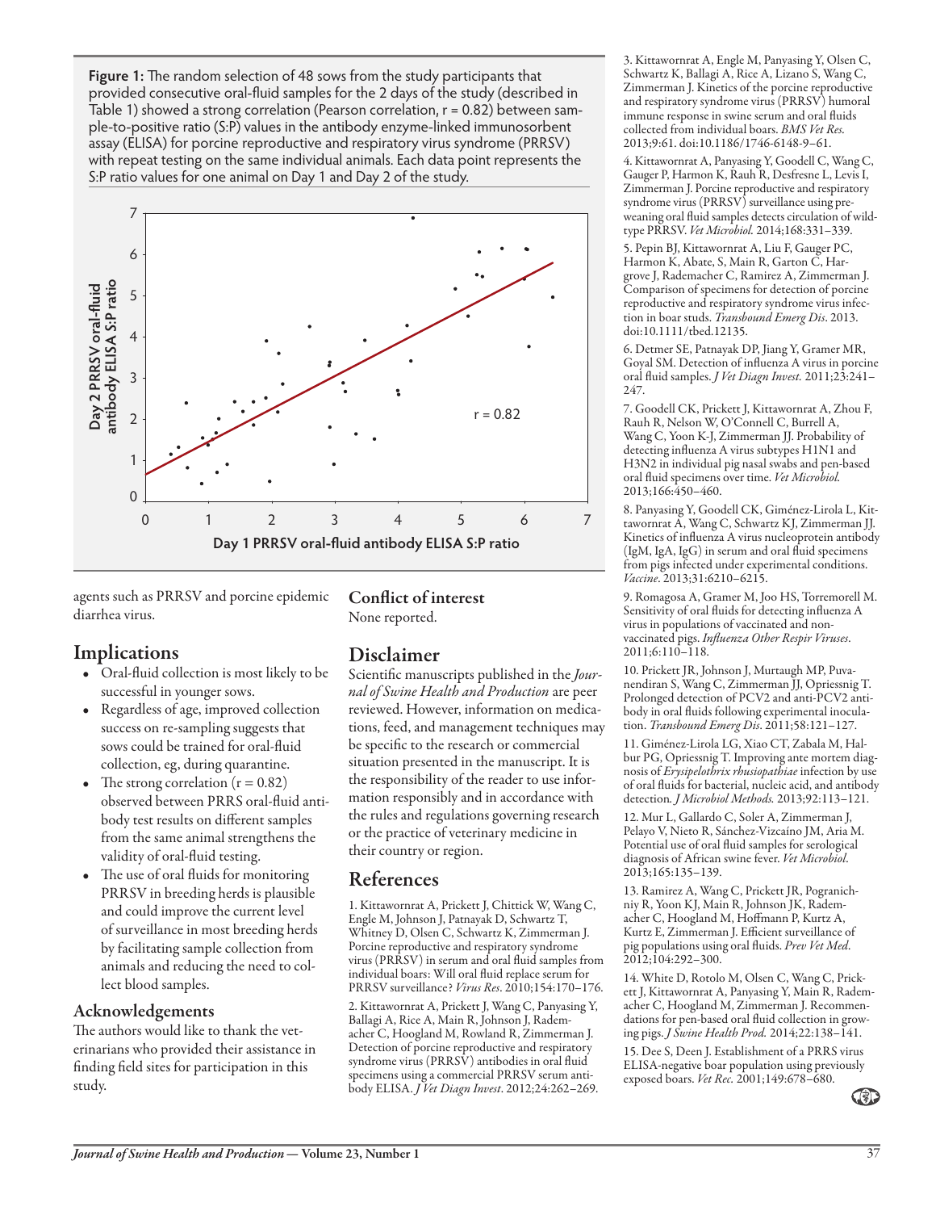**Figure 1:** The random selection of 48 sows from the study participants that provided consecutive oral-fluid samples for the 2 days of the study (described in Table 1) showed a strong correlation (Pearson correlation, r = 0.82) between sample-to-positive ratio (S:P) values in the antibody enzyme-linked immunosorbent assay (ELISA) for porcine reproductive and respiratory virus syndrome (PRRSV) with repeat testing on the same individual animals. Each data point represents the S:P ratio values for one animal on Day 1 and Day 2 of the study.

Day 2 PRRSV oral-fluid antibody ELISA S:P ratio

Day 1 PRRSV oral-fluid antibody ELISA S:P ratio

r = 0.82

0 1 2 3 4 5 6 7

agents such as PRRSV and porcine epidemic diarrhea virus.

## Implications

- Oral-fluid collection is most likely to be successful in younger sows.
- Regardless of age, improved collection success on re-sampling suggests that sows could be trained for oral-fluid collection, eg, during quarantine.
- The strong correlation (r = 0.82) observed between PRRS oral-fluid antibody test results on different samples from the same animal strengthens the validity of oral-fluid testing.
- The use of oral fluids for monitoring PRRSV in breeding herds is plausible and could improve the current level of surveillance in most breeding herds by facilitating sample collection from animals and reducing the need to collect blood samples.

### Acknowledgements

The authors would like to thank the veterinarians who provided their assistance in finding field sites for participation in this study.

### Conflict of interest

None reported.

## Disclaimer

Scientific manuscripts published in the *Journal of Swine Health and Production* are peer reviewed. However, information on medications, feed, and management techniques may be specific to the research or commercial situation presented in the manuscript. It is the responsibility of the reader to use information responsibly and in accordance with the rules and regulations governing research or the practice of veterinary medicine in their country or region.

## References

1. Kittawornrat A, Prickett J, Chittick W, Wang C, Engle M, Johnson J, Patnayak D, Schwartz T, Whitney D, Olsen C, Schwartz K, Zimmerman J. Porcine reproductive and respiratory syndrome virus (PRRSV) in serum and oral fluid samples from individual boars: Will oral fluid replace serum for PRRSV surveillance? *Virus Res*. 2010;154:170–176.

2. Kittawornrat A, Prickett J, Wang C, Panyasing Y, Ballagi A, Rice A, Main R, Johnson J, Rademacher C, Hoogland M, Rowland R, Zimmerman J. Detection of porcine reproductive and respiratory syndrome virus (PRRSV) antibodies in oral fluid specimens using a commercial PRRSV serum antibody ELISA. *J Vet Diagn Invest*. 2012;24:262–269.

3. Kittawornrat A, Engle M, Panyasing Y, Olsen C, Schwartz K, Ballagi A, Rice A, Lizano S, Wang C, Zimmerman J. Kinetics of the porcine reproductive and respiratory syndrome virus (PRRSV) humoral immune response in swine serum and oral fluids collected from individual boars. *BMS Vet Res*. 2013;9:61. doi:10.1186/1746-6148-9–61.

4. Kittawornrat A, Panyasing Y, Goodell C, Wang C, Gauger P, Harmon K, Rauh R, Desfresne L, Levis I, Zimmerman J. Porcine reproductive and respiratory syndrome virus (PRRSV) surveillance using preweaning oral fluid samples detects circulation of wild-type PRRSV. *Vet Microbiol*. 2014;168:331–339.

5. Pepin BJ, Kittawornrat A, Liu F, Gauger PC, Harmon K, Abate, S, Main R, Garton C, Hargrove J, Rademacher C, Ramirez A, Zimmerman J. Comparison of specimens for detection of porcine reproductive and respiratory syndrome virus infection in boar studs. *Transbound Emerg Dis*. 2013. doi:10.1111/tbed.12135.

6. Detmer SE, Patnayak DP, Jiang Y, Gramer MR, Goyal SM. Detection of influenza A virus in porcine oral fluid samples. *J Vet Diagn Invest*. 2011;23:241–247.

7. Goodell CK, Prickett J, Kittawornrat A, Zhou F, Rauh R, Nelson W, O'Connell C, Burrell A, Wang C, Yoon K-J, Zimmerman JJ. Probability of detecting influenza A virus subtypes H1N1 and H3N2 in individual pig nasal swabs and pen-based oral fluid specimens over time. *Vet Microbiol*. 2013;166:450–460.

8. Panyasing Y, Goodell CK, Giménez-Lirola L, Kittawornrat A, Wang C, Schwartz KJ, Zimmerman JJ. Kinetics of influenza A virus nucleoprotein antibody (IgM, IgA, IgG) in serum and oral fluid specimens from pigs infected under experimental conditions. *Vaccine*. 2013;31:6210–6215.

9. Romagosa A, Gramer M, Joo HS, Torremorell M. Sensitivity of oral fluids for detecting influenza A virus in populations of vaccinated and non-vaccinated pigs. *Influenza Other Respir Viruses*. 2011;6:110–118.

10. Prickett JR, Johnson J, Murtaugh MP, Puvanendiran S, Wang C, Zimmerman JJ, Opriessnig T. Prolonged detection of PCV2 and anti-PCV2 antibody in oral fluids following experimental inoculation. *Transbound Emerg Dis*. 2011;58:121–127.

11. Giménez-Lirola LG, Xiao CT, Zabala M, Halbur PG, Opriessnig T. Improving ante mortem diagnosis of *Erysipelothrix rhusiopathiae* infection by use of oral fluids for bacterial, nucleic acid, and antibody detection. *J Microbiol Methods*. 2013;92:113–121.

12. Mur L, Gallardo C, Soler A, Zimmerman J, Pelayo V, Nieto R, Sánchez-Vizcaíno JM, Aria M. Potential use of oral fluid samples for serological diagnosis of African swine fever. *Vet Microbiol*. 2013;165:135–139.

13. Ramirez A, Wang C, Prickett JR, Pogranichniy R, Yoon KJ, Main R, Johnson JK, Rademacher C, Hoogland M, Hoffmann P, Kurtz A, Kurtz E, Zimmerman J. Efficient surveillance of pig populations using oral fluids. *Prev Vet Med*. 2012;104:292–300.

14. White D, Rotolo M, Olsen C, Wang C, Prickett J, Kittawornrat A, Panyasing Y, Main R, Rademacher C, Hoogland M, Zimmerman J. Recommendations for pen-based oral fluid collection in growing pigs. *J Swine Health Prod*. 2014;22:138–141.

15. Dee S, Deen J. Establishment of a PRRS virus ELISA-negative boar population using previously exposed boars. *Vet Rec*. 2001;149:678–680.